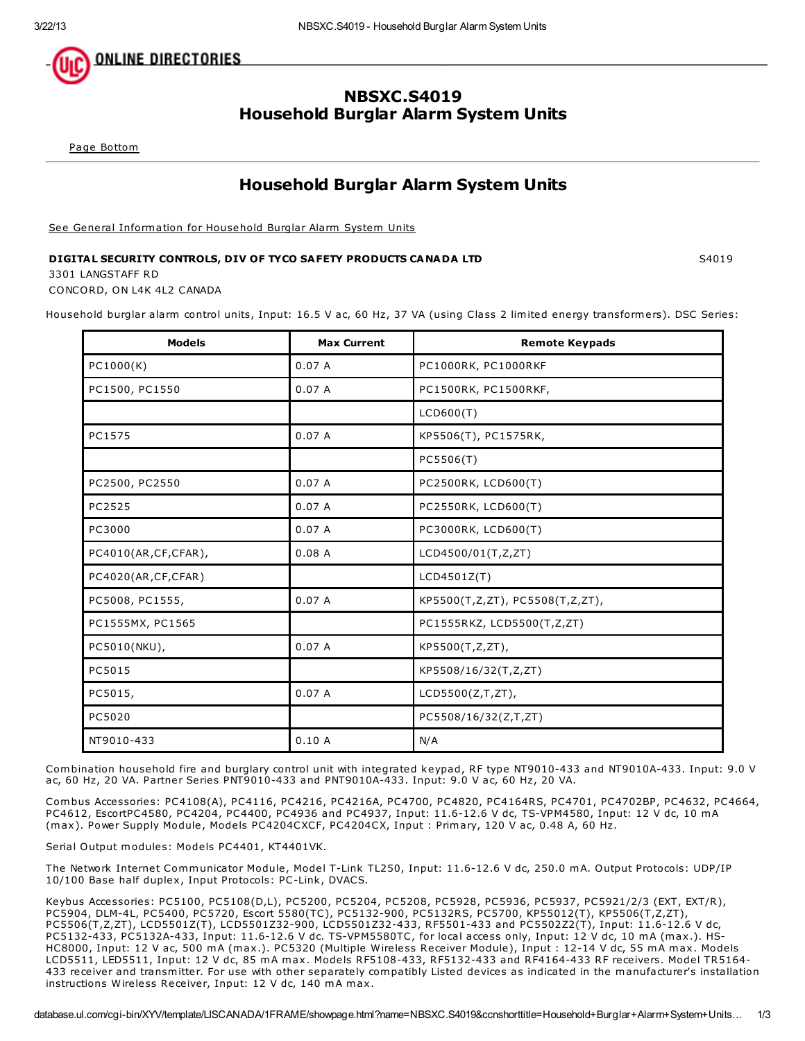# NBSXC.S4019
# Household Burglar Alarm System Units

Page Bottom

## Household Burglar Alarm System Units

See General Information for Household Burglar Alarm System Units

**DIGITAL SECURITY CONTROLS, DIV OF TYCO SAFETY PRODUCTS CANADA LTD** S4019

3301 LANGSTAFF RD

CONCORD, ON L4K 4L2 CANADA

Household burglar alarm control units, Input: 16.5 V ac, 60 Hz, 37 VA (using Class 2 limited energy transformers). DSC Series:

| Models | Max Current | Remote Keypads |
|---|---|---|
| PC1000(K) | 0.07 A | PC1000RK, PC1000RKF |
| PC1500, PC1550 | 0.07 A | PC1500RK, PC1500RKF, |
| | | LCD600(T) |
| PC1575 | 0.07 A | KP5506(T), PC1575RK, |
| | | PC5506(T) |
| PC2500, PC2550 | 0.07 A | PC2500RK, LCD600(T) |
| PC2525 | 0.07 A | PC2550RK, LCD600(T) |
| PC3000 | 0.07 A | PC3000RK, LCD600(T) |
| PC4010(AR,CF,CFAR), | 0.08 A | LCD4500/01(T,Z,ZT) |
| PC4020(AR,CF,CFAR) | | LCD4501Z(T) |
| PC5008, PC1555, | 0.07 A | KP5500(T,Z,ZT), PC5508(T,Z,ZT), |
| PC1555MX, PC1565 | | PC1555RKZ, LCD5500(T,Z,ZT) |
| PC5010(NKU), | 0.07 A | KP5500(T,Z,ZT), |
| PC5015 | | KP5508/16/32(T,Z,ZT) |
| PC5015, | 0.07 A | LCD5500(Z,T,ZT), |
| PC5020 | | PC5508/16/32(Z,T,ZT) |
| NT9010-433 | 0.10 A | N/A |

Combination household fire and burglary control unit with integrated keypad, RF type NT9010-433 and NT9010A-433. Input: 9.0 V ac, 60 Hz, 20 VA. Partner Series PNT9010-433 and PNT9010A-433. Input: 9.0 V ac, 60 Hz, 20 VA.

Combus Accessories: PC4108(A), PC4116, PC4216, PC4216A, PC4700, PC4820, PC4164RS, PC4701, PC4702BP, PC4632, PC4664, PC4612, EscortPC4580, PC4204, PC4400, PC4936 and PC4937, Input: 11.6-12.6 V dc, TS-VPM4580, Input: 12 V dc, 10 mA (max). Power Supply Module, Models PC4204CXCF, PC4204CX, Input : Primary, 120 V ac, 0.48 A, 60 Hz.

Serial Output modules: Models PC4401, KT4401VK.

The Network Internet Communicator Module, Model T-Link TL250, Input: 11.6-12.6 V dc, 250.0 mA. Output Protocols: UDP/IP 10/100 Base half duplex, Input Protocols: PC-Link, DVACS.

Keybus Accessories: PC5100, PC5108(D,L), PC5200, PC5204, PC5208, PC5928, PC5936, PC5937, PC5921/2/3 (EXT, EXT/R), PC5904, DLM-4L, PC5400, PC5720, Escort 5580(TC), PC5132-900, PC5132RS, PC5700, KP55012(T), KP5506(T,Z,ZT), PC5506(T,Z,ZT), LCD5501Z(T), LCD5501Z32-900, LCD5501Z32-433, RF5501-433 and PC5502Z2(T), Input: 11.6-12.6 V dc, PC5132-433, PC5132A-433, Input: 11.6-12.6 V dc. TS-VPM5580TC, for local access only, Input: 12 V dc, 10 mA (max.). HS-HC8000, Input: 12 V ac, 500 mA (max.). PC5320 (Multiple Wireless Receiver Module), Input : 12-14 V dc, 55 mA max. Models LCD5511, LED5511, Input: 12 V dc, 85 mA max. Models RF5108-433, RF5132-433 and RF4164-433 RF receivers. Model TR5164-433 receiver and transmitter. For use with other separately compatibly Listed devices as indicated in the manufacturer's installation instructions Wireless Receiver, Input: 12 V dc, 140 mA max.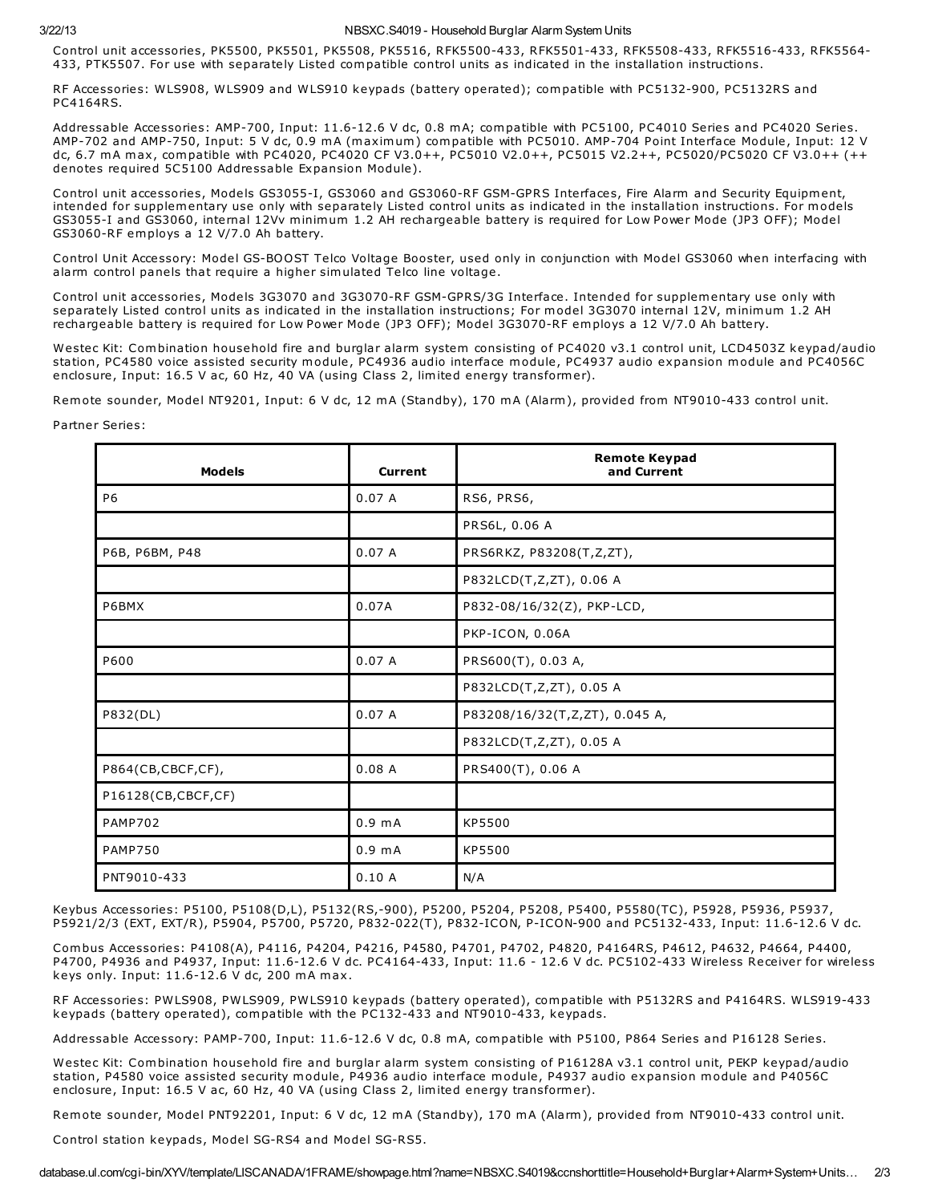Control unit accessories, PK5500, PK5501, PK5508, PK5516, RFK5500-433, RFK5501-433, RFK5508-433, RFK5516-433, RFK5564-433, PTK5507. For use with separately Listed compatible control units as indicated in the installation instructions.

RF Accessories: WLS908, WLS909 and WLS910 keypads (battery operated); compatible with PC5132-900, PC5132RS and PC4164RS.

Addressable Accessories: AMP-700, Input: 11.6-12.6 V dc, 0.8 mA; compatible with PC5100, PC4010 Series and PC4020 Series. AMP-702 and AMP-750, Input: 5 V dc, 0.9 mA (maximum) compatible with PC5010. AMP-704 Point Interface Module, Input: 12 V dc, 6.7 mA max, compatible with PC4020, PC4020 CF V3.0++, PC5010 V2.0++, PC5015 V2.2++, PC5020/PC5020 CF V3.0++ (++ denotes required 5C5100 Addressable Expansion Module).

Control unit accessories, Models GS3055-I, GS3060 and GS3060-RF GSM-GPRS Interfaces, Fire Alarm and Security Equipment, intended for supplementary use only with separately Listed control units as indicated in the installation instructions. For models GS3055-I and GS3060, internal 12Vv minimum 1.2 AH rechargeable battery is required for Low Power Mode (JP3 OFF); Model GS3060-RF employs a 12 V/7.0 Ah battery.

Control Unit Accessory: Model GS-BOOST Telco Voltage Booster, used only in conjunction with Model GS3060 when interfacing with alarm control panels that require a higher simulated Telco line voltage.

Control unit accessories, Models 3G3070 and 3G3070-RF GSM-GPRS/3G Interface. Intended for supplementary use only with separately Listed control units as indicated in the installation instructions; For model 3G3070 internal 12V, minimum 1.2 AH rechargeable battery is required for Low Power Mode (JP3 OFF); Model 3G3070-RF employs a 12 V/7.0 Ah battery.

Westec Kit: Combination household fire and burglar alarm system consisting of PC4020 v3.1 control unit, LCD4503Z keypad/audio station, PC4580 voice assisted security module, PC4936 audio interface module, PC4937 audio expansion module and PC4056C enclosure, Input: 16.5 V ac, 60 Hz, 40 VA (using Class 2, limited energy transformer).

Remote sounder, Model NT9201, Input: 6 V dc, 12 mA (Standby), 170 mA (Alarm), provided from NT9010-433 control unit.

Partner Series:

| Models | Current | Remote Keypad and Current |
|---|---|---|
| P6 | 0.07 A | RS6, PRS6, |
| | | PRS6L, 0.06 A |
| P6B, P6BM, P48 | 0.07 A | PRS6RKZ, P83208(T,Z,ZT), |
| | | P832LCD(T,Z,ZT), 0.06 A |
| P6BMX | 0.07A | P832-08/16/32(Z), PKP-LCD, |
| | | PKP-ICON, 0.06A |
| P600 | 0.07 A | PRS600(T), 0.03 A, |
| | | P832LCD(T,Z,ZT), 0.05 A |
| P832(DL) | 0.07 A | P83208/16/32(T,Z,ZT), 0.045 A, |
| | | P832LCD(T,Z,ZT), 0.05 A |
| P864(CB,CBCF,CF), | 0.08 A | PRS400(T), 0.06 A |
| P16128(CB,CBCF,CF) | | |
| PAMP702 | 0.9 mA | KP5500 |
| PAMP750 | 0.9 mA | KP5500 |
| PNT9010-433 | 0.10 A | N/A |

Keybus Accessories: P5100, P5108(D,L), P5132(RS,-900), P5200, P5204, P5208, P5400, P5580(TC), P5928, P5936, P5937, P5921/2/3 (EXT, EXT/R), P5904, P5700, P5720, P832-022(T), P832-ICON, P-ICON-900 and PC5132-433, Input: 11.6-12.6 V dc.

Combus Accessories: P4108(A), P4116, P4204, P4216, P4580, P4701, P4702, P4820, P4164RS, P4612, P4632, P4664, P4400, P4700, P4936 and P4937, Input: 11.6-12.6 V dc. PC4164-433, Input: 11.6 - 12.6 V dc. PC5102-433 Wireless Receiver for wireless keys only. Input: 11.6-12.6 V dc, 200 mA max.

RF Accessories: PWLS908, PWLS909, PWLS910 keypads (battery operated), compatible with P5132RS and P4164RS. WLS919-433 keypads (battery operated), compatible with the PC132-433 and NT9010-433, keypads.

Addressable Accessory: PAMP-700, Input: 11.6-12.6 V dc, 0.8 mA, compatible with P5100, P864 Series and P16128 Series.

Westec Kit: Combination household fire and burglar alarm system consisting of P16128A v3.1 control unit, PEKP keypad/audio station, P4580 voice assisted security module, P4936 audio interface module, P4937 audio expansion module and P4056C enclosure, Input: 16.5 V ac, 60 Hz, 40 VA (using Class 2, limited energy transformer).

Remote sounder, Model PNT92201, Input: 6 V dc, 12 mA (Standby), 170 mA (Alarm), provided from NT9010-433 control unit.

Control station keypads, Model SG-RS4 and Model SG-RS5.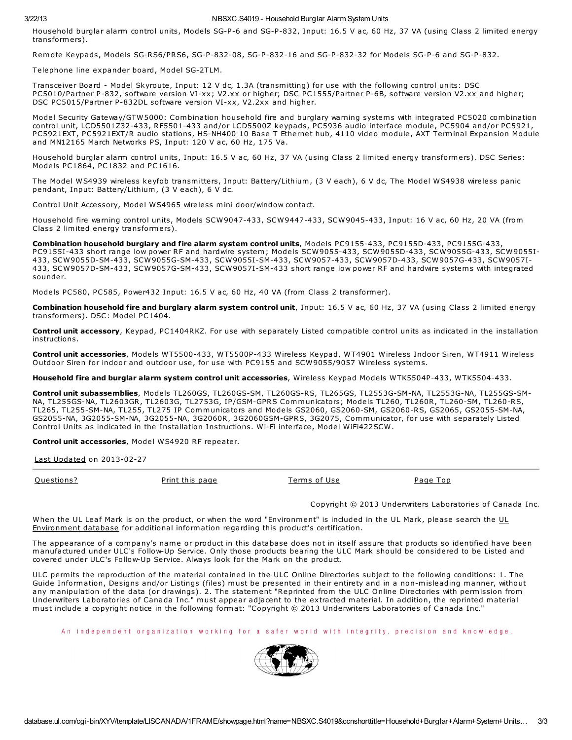Household burglar alarm control units, Models SG-P-6 and SG-P-832, Input: 16.5 V ac, 60 Hz, 37 VA (using Class 2 limited energy transformers).

Remote Keypads, Models SG-RS6/PRS6, SG-P-832-08, SG-P-832-16 and SG-P-832-32 for Models SG-P-6 and SG-P-832.

Telephone line expander board, Model SG-2TLM.

Transceiver Board - Model Skyroute, Input: 12 V dc, 1.3A (transmitting) for use with the following control units: DSC PC5010/Partner P-832, software version VI-xx; V2.xx or higher; DSC PC1555/Partner P-6B, software version V2.xx and higher; DSC PC5015/Partner P-832DL software version VI-xx, V2.2xx and higher.

Model Security Gateway/GTW5000: Combination household fire and burglary warning systems with integrated PC5020 combination control unit, LCD5501Z32-433, RF5501-433 and/or LCD5500Z keypads, PC5936 audio interface module, PC5904 and/or PC5921, PC5921EXT, PC5921EXT/R audio stations, HS-NH400 10 Base T Ethernet hub, 4110 video module, AXT Terminal Expansion Module and MN12165 March Networks PS, Input: 120 V ac, 60 Hz, 175 Va.

Household burglar alarm control units, Input: 16.5 V ac, 60 Hz, 37 VA (using Class 2 limited energy transformers). DSC Series: Models PC1864, PC1832 and PC1616.

The Model WS4939 wireless keyfob transmitters, Input: Battery/Lithium, (3 V each), 6 V dc, The Model WS4938 wireless panic pendant, Input: Battery/Lithium, (3 V each), 6 V dc.

Control Unit Accessory, Model WS4965 wireless mini door/window contact.

Household fire warning control units, Models SCW9047-433, SCW9447-433, SCW9045-433, Input: 16 V ac, 60 Hz, 20 VA (from Class 2 limited energy transformers).

**Combination household burglary and fire alarm system control units**, Models PC9155-433, PC9155D-433, PC9155G-433, PC9155I-433 short range low power RF and hardwire system; Models SCW9055-433, SCW9055D-433, SCW9055G-433, SCW9055I-433, SCW9055D-SM-433, SCW9055G-SM-433, SCW9055I-SM-433, SCW9057-433, SCW9057D-433, SCW9057G-433, SCW9057I-433, SCW9057D-SM-433, SCW9057G-SM-433, SCW9057I-SM-433 short range low power RF and hardwire systems with integrated sounder.

Models PC580, PC585, Power432 Input: 16.5 V ac, 60 Hz, 40 VA (from Class 2 transformer).

**Combination household fire and burglary alarm system control unit**, Input: 16.5 V ac, 60 Hz, 37 VA (using Class 2 limited energy transformers). DSC: Model PC1404.

**Control unit accessory**, Keypad, PC1404RKZ. For use with separately Listed compatible control units as indicated in the installation instructions.

**Control unit accessories**, Models WT5500-433, WT5500P-433 Wireless Keypad, WT4901 Wireless Indoor Siren, WT4911 Wireless Outdoor Siren for indoor and outdoor use, for use with PC9155 and SCW9055/9057 Wireless systems.

**Household fire and burglar alarm system control unit accessories**, Wireless Keypad Models WTK5504P-433, WTK5504-433.

**Control unit subassemblies**, Models TL260GS, TL260GS-SM, TL260GS-RS, TL265GS, TL2553G-SM-NA, TL2553G-NA, TL255GS-SM-NA, TL255GS-NA, TL2603GR, TL2603G, TL2753G, IP/GSM-GPRS Communicators; Models TL260, TL260R, TL260-SM, TL260-RS, TL265, TL255-SM-NA, TL255, TL275 IP Communicators and Models GS2060, GS2060-SM, GS2060-RS, GS2065, GS2055-SM-NA, GS2055-NA, 3G2055-SM-NA, 3G2055-NA, 3G2060R, 3G2060GSM-GPRS, 3G2075, Communicator, for use with separately Listed Control Units as indicated in the Installation Instructions. Wi-Fi interface, Model WiFi422SCW.

**Control unit accessories**, Model WS4920 RF repeater.

Last Updated on 2013-02-27

Questions? | Print this page | Terms of Use | Page Top

Copyright © 2013 Underwriters Laboratories of Canada Inc.

When the UL Leaf Mark is on the product, or when the word "Environment" is included in the UL Mark, please search the UL Environment database for additional information regarding this product's certification.

The appearance of a company's name or product in this database does not in itself assure that products so identified have been manufactured under ULC's Follow-Up Service. Only those products bearing the ULC Mark should be considered to be Listed and covered under ULC's Follow-Up Service. Always look for the Mark on the product.

ULC permits the reproduction of the material contained in the ULC Online Directories subject to the following conditions: 1. The Guide Information, Designs and/or Listings (files) must be presented in their entirety and in a non-misleading manner, without any manipulation of the data (or drawings). 2. The statement "Reprinted from the ULC Online Directories with permission from Underwriters Laboratories of Canada Inc." must appear adjacent to the extracted material. In addition, the reprinted material must include a copyright notice in the following format: "Copyright © 2013 Underwriters Laboratories of Canada Inc."

An independent organization working for a safer world with integrity, precision and knowledge.